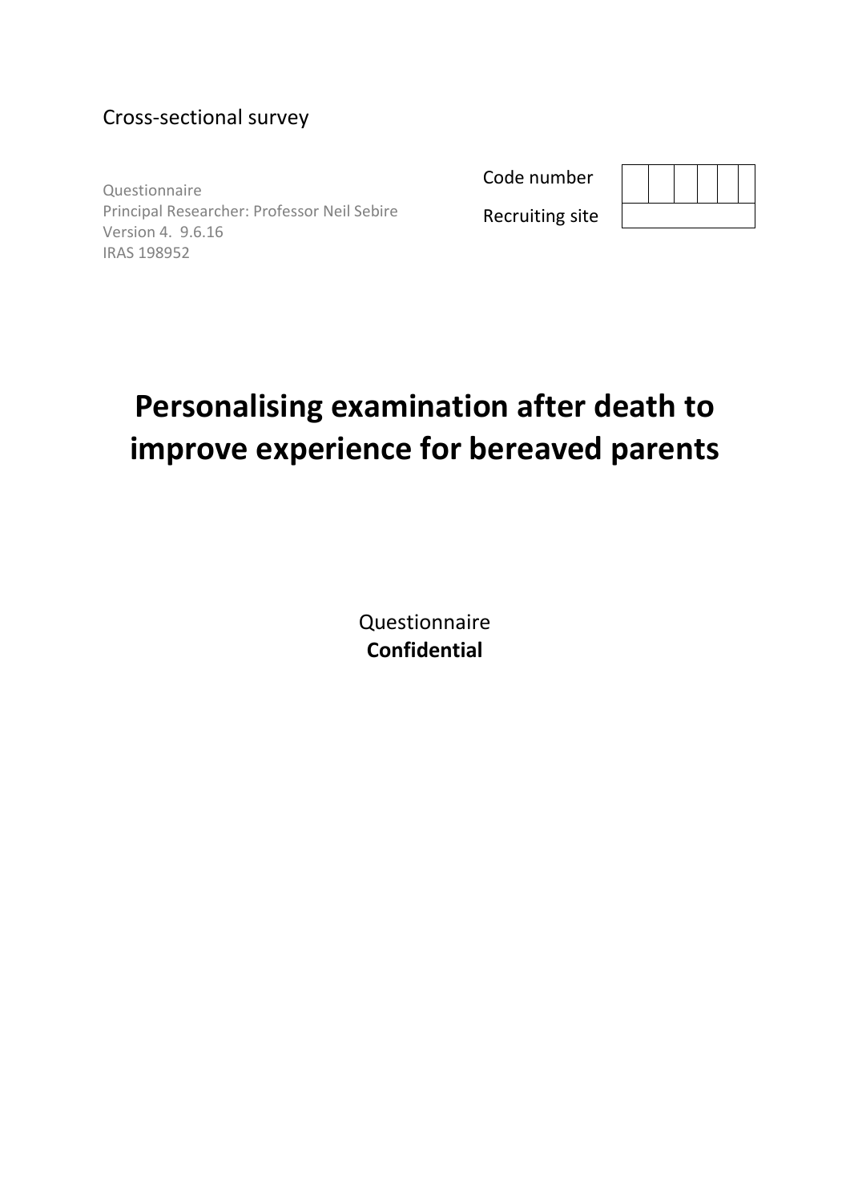Cross-sectional survey

Questionnaire
Principal Researcher: Professor Neil Sebire
Version 4. 9.6.16
IRAS 198952

| Code number | | | | | | |
|---|---|---|---|---|---|---|
| Recruiting site | | | | | | |

# Personalising examination after death to improve experience for bereaved parents

Questionnaire
**Confidential**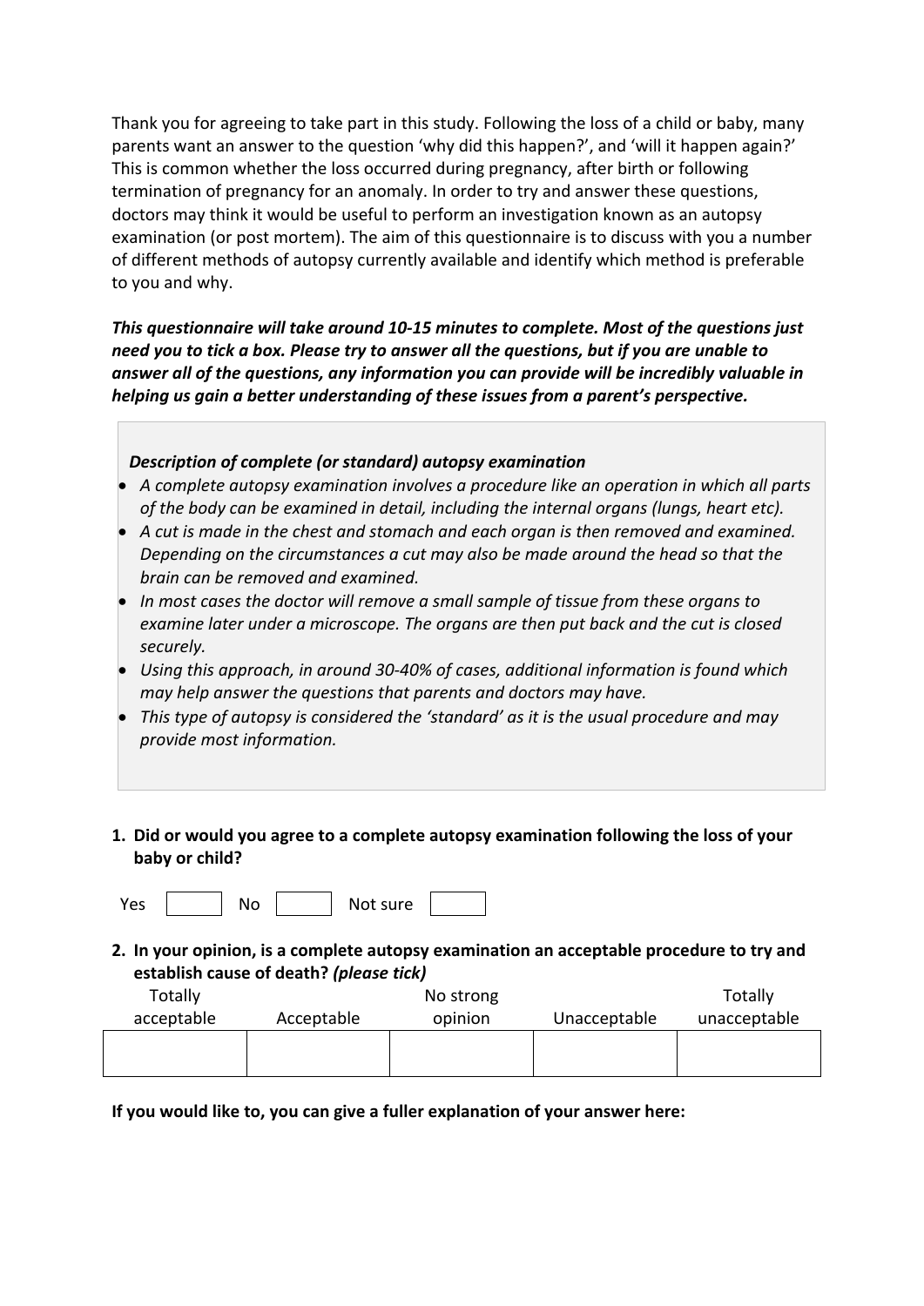Thank you for agreeing to take part in this study. Following the loss of a child or baby, many parents want an answer to the question 'why did this happen?', and 'will it happen again?' This is common whether the loss occurred during pregnancy, after birth or following termination of pregnancy for an anomaly. In order to try and answer these questions, doctors may think it would be useful to perform an investigation known as an autopsy examination (or post mortem). The aim of this questionnaire is to discuss with you a number of different methods of autopsy currently available and identify which method is preferable to you and why.

***This questionnaire will take around 10-15 minutes to complete. Most of the questions just need you to tick a box. Please try to answer all the questions, but if you are unable to answer all of the questions, any information you can provide will be incredibly valuable in helping us gain a better understanding of these issues from a parent's perspective.***

***Description of complete (or standard) autopsy examination***

- *A complete autopsy examination involves a procedure like an operation in which all parts of the body can be examined in detail, including the internal organs (lungs, heart etc).*
- *A cut is made in the chest and stomach and each organ is then removed and examined. Depending on the circumstances a cut may also be made around the head so that the brain can be removed and examined.*
- *In most cases the doctor will remove a small sample of tissue from these organs to examine later under a microscope. The organs are then put back and the cut is closed securely.*
- *Using this approach, in around 30-40% of cases, additional information is found which may help answer the questions that parents and doctors may have.*
- *This type of autopsy is considered the 'standard' as it is the usual procedure and may provide most information.*

**1. Did or would you agree to a complete autopsy examination following the loss of your baby or child?**

Yes ☐ No ☐ Not sure ☐

**2. In your opinion, is a complete autopsy examination an acceptable procedure to try and establish cause of death?** ***(please tick)***

| Totally acceptable | Acceptable | No strong opinion | Unacceptable | Totally unacceptable |
|---|---|---|---|---|
| | | | | |

**If you would like to, you can give a fuller explanation of your answer here:**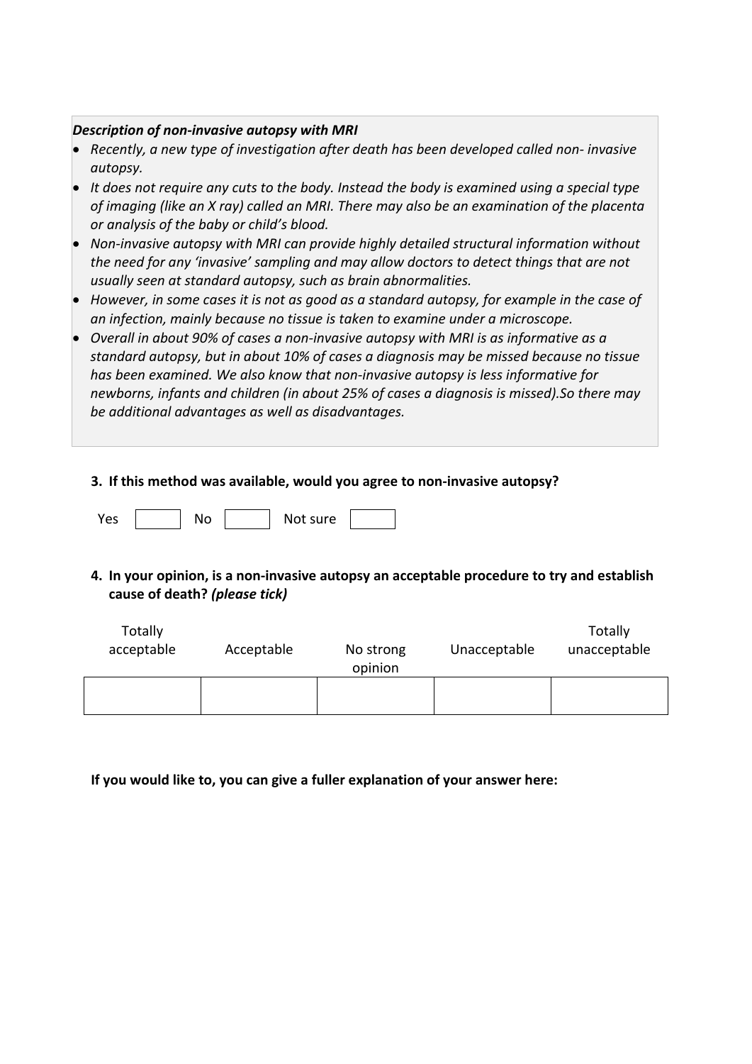***Description of non-invasive autopsy with MRI***

- *Recently, a new type of investigation after death has been developed called non- invasive autopsy.*
- *It does not require any cuts to the body. Instead the body is examined using a special type of imaging (like an X ray) called an MRI. There may also be an examination of the placenta or analysis of the baby or child's blood.*
- *Non-invasive autopsy with MRI can provide highly detailed structural information without the need for any 'invasive' sampling and may allow doctors to detect things that are not usually seen at standard autopsy, such as brain abnormalities.*
- *However, in some cases it is not as good as a standard autopsy, for example in the case of an infection, mainly because no tissue is taken to examine under a microscope.*
- *Overall in about 90% of cases a non-invasive autopsy with MRI is as informative as a standard autopsy, but in about 10% of cases a diagnosis may be missed because no tissue has been examined. We also know that non-invasive autopsy is less informative for newborns, infants and children (in about 25% of cases a diagnosis is missed).So there may be additional advantages as well as disadvantages.*

**3. If this method was available, would you agree to non-invasive autopsy?**

Yes ☐ No ☐ Not sure ☐

**4. In your opinion, is a non-invasive autopsy an acceptable procedure to try and establish cause of death? *(please tick)***

| Totally acceptable | Acceptable | No strong opinion | Unacceptable | Totally unacceptable |
|---|---|---|---|---|
| | | | | |

**If you would like to, you can give a fuller explanation of your answer here:**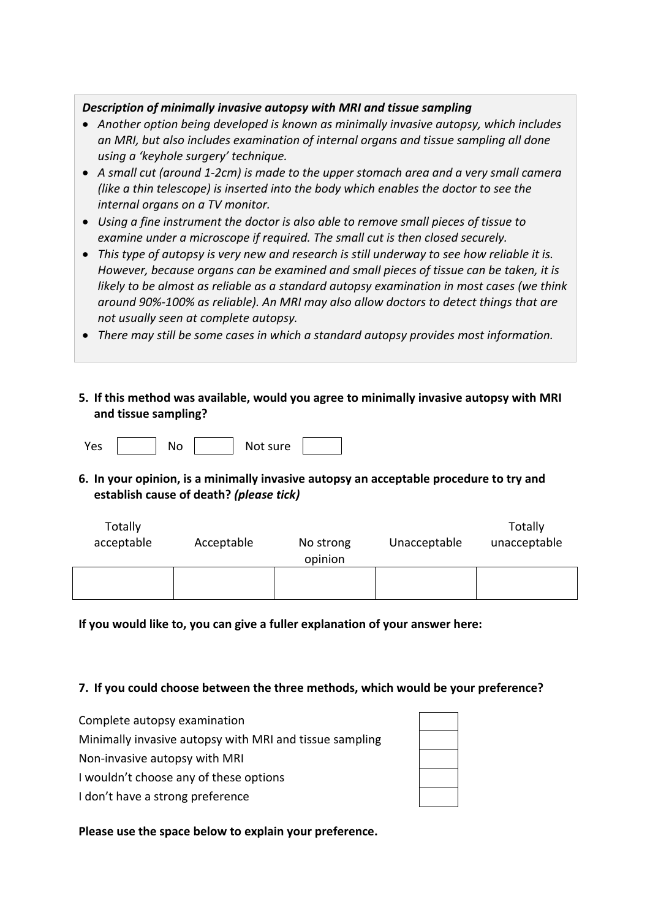***Description of minimally invasive autopsy with MRI and tissue sampling***

- *Another option being developed is known as minimally invasive autopsy, which includes an MRI, but also includes examination of internal organs and tissue sampling all done using a 'keyhole surgery' technique.*
- *A small cut (around 1-2cm) is made to the upper stomach area and a very small camera (like a thin telescope) is inserted into the body which enables the doctor to see the internal organs on a TV monitor.*
- *Using a fine instrument the doctor is also able to remove small pieces of tissue to examine under a microscope if required. The small cut is then closed securely.*
- *This type of autopsy is very new and research is still underway to see how reliable it is. However, because organs can be examined and small pieces of tissue can be taken, it is likely to be almost as reliable as a standard autopsy examination in most cases (we think around 90%-100% as reliable). An MRI may also allow doctors to detect things that are not usually seen at complete autopsy.*
- *There may still be some cases in which a standard autopsy provides most information.*

**5. If this method was available, would you agree to minimally invasive autopsy with MRI and tissue sampling?**

Yes ☐ No ☐ Not sure ☐

**6. In your opinion, is a minimally invasive autopsy an acceptable procedure to try and establish cause of death? *(please tick)***

| Totally acceptable | Acceptable | No strong opinion | Unacceptable | Totally unacceptable |
| --- | --- | --- | --- | --- |
| | | | | |

**If you would like to, you can give a fuller explanation of your answer here:**

**7. If you could choose between the three methods, which would be your preference?**

| | |
| --- | --- |
| Complete autopsy examination | ☐ |
| Minimally invasive autopsy with MRI and tissue sampling | ☐ |
| Non-invasive autopsy with MRI | ☐ |
| I wouldn't choose any of these options | ☐ |
| I don't have a strong preference | ☐ |

**Please use the space below to explain your preference.**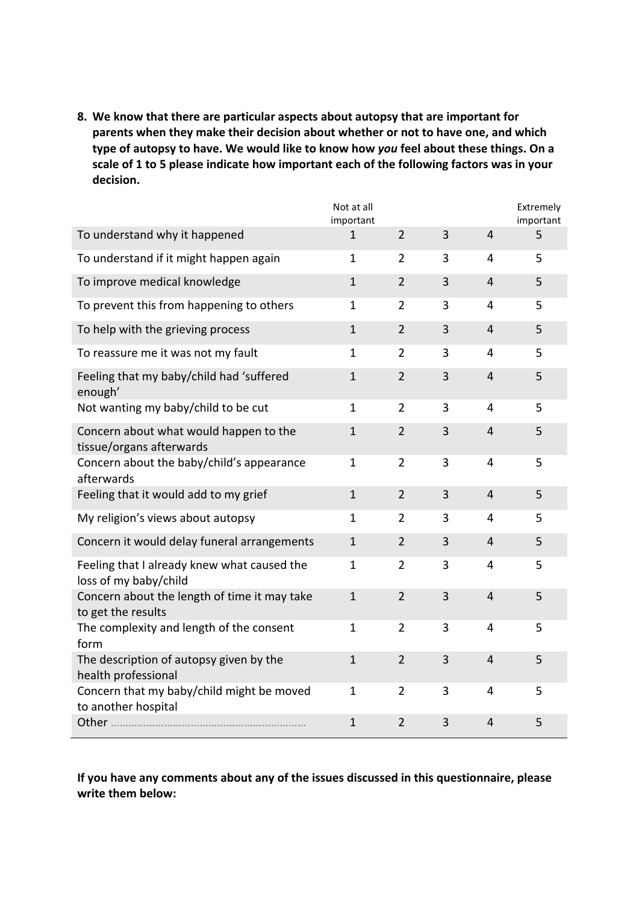8. **We know that there are particular aspects about autopsy that are important for parents when they make their decision about whether or not to have one, and which type of autopsy to have. We would like to know how *you* feel about these things. On a scale of 1 to 5 please indicate how important each of the following factors was in your decision.**

| | Not at all important | | | | Extremely important |
|---|---|---|---|---|---|
| To understand why it happened | 1 | 2 | 3 | 4 | 5 |
| To understand if it might happen again | 1 | 2 | 3 | 4 | 5 |
| To improve medical knowledge | 1 | 2 | 3 | 4 | 5 |
| To prevent this from happening to others | 1 | 2 | 3 | 4 | 5 |
| To help with the grieving process | 1 | 2 | 3 | 4 | 5 |
| To reassure me it was not my fault | 1 | 2 | 3 | 4 | 5 |
| Feeling that my baby/child had 'suffered enough' | 1 | 2 | 3 | 4 | 5 |
| Not wanting my baby/child to be cut | 1 | 2 | 3 | 4 | 5 |
| Concern about what would happen to the tissue/organs afterwards | 1 | 2 | 3 | 4 | 5 |
| Concern about the baby/child's appearance afterwards | 1 | 2 | 3 | 4 | 5 |
| Feeling that it would add to my grief | 1 | 2 | 3 | 4 | 5 |
| My religion's views about autopsy | 1 | 2 | 3 | 4 | 5 |
| Concern it would delay funeral arrangements | 1 | 2 | 3 | 4 | 5 |
| Feeling that I already knew what caused the loss of my baby/child | 1 | 2 | 3 | 4 | 5 |
| Concern about the length of time it may take to get the results | 1 | 2 | 3 | 4 | 5 |
| The complexity and length of the consent form | 1 | 2 | 3 | 4 | 5 |
| The description of autopsy given by the health professional | 1 | 2 | 3 | 4 | 5 |
| Concern that my baby/child might be moved to another hospital | 1 | 2 | 3 | 4 | 5 |
| Other ................................................................ | 1 | 2 | 3 | 4 | 5 |

**If you have any comments about any of the issues discussed in this questionnaire, please write them below:**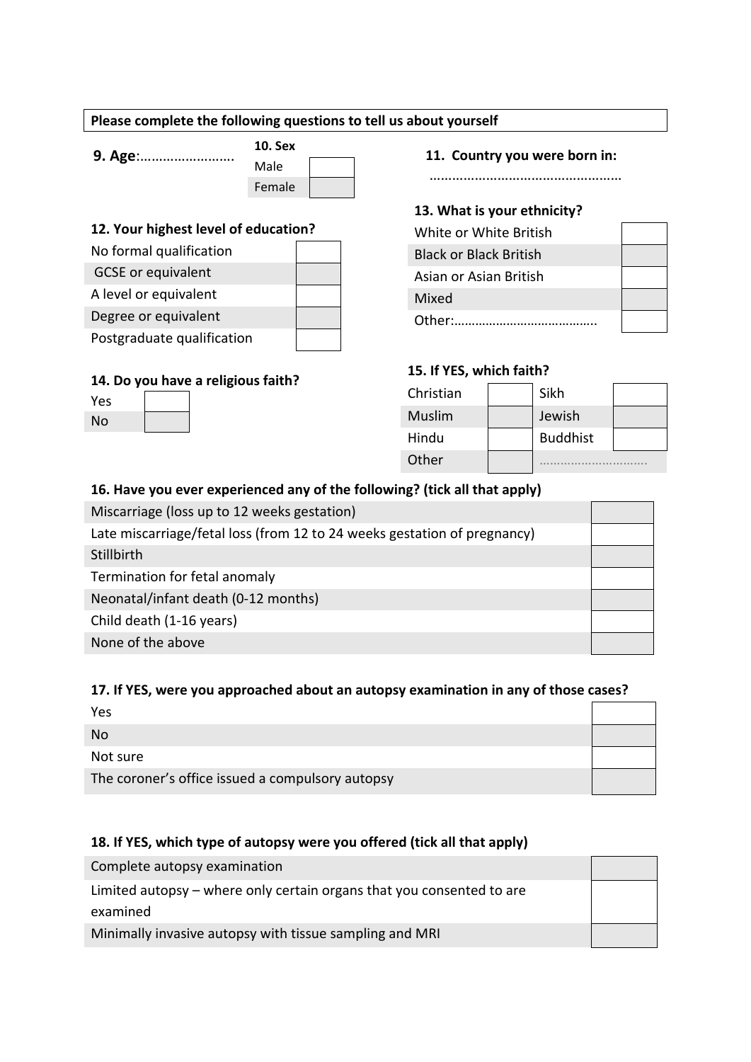**Please complete the following questions to tell us about yourself**

**9. Age**:…………………….

**10. Sex**

| | |
|---|---|
| Male | |
| Female | |

**11. Country you were born in:**

……………………………………………

**12. Your highest level of education?**

| | |
|---|---|
| No formal qualification | |
| GCSE or equivalent | |
| A level or equivalent | |
| Degree or equivalent | |
| Postgraduate qualification | |

**13. What is your ethnicity?**

| | |
|---|---|
| White or White British | |
| Black or Black British | |
| Asian or Asian British | |
| Mixed | |
| Other:………………………………….. | |

**14. Do you have a religious faith?**

| | |
|---|---|
| Yes | |
| No | |

**15. If YES, which faith?**

| | | | |
|---|---|---|---|
| Christian | | Sikh | |
| Muslim | | Jewish | |
| Hindu | | Buddhist | |
| Other | | ………………………… | |

**16. Have you ever experienced any of the following? (tick all that apply)**

| | |
|---|---|
| Miscarriage (loss up to 12 weeks gestation) | |
| Late miscarriage/fetal loss (from 12 to 24 weeks gestation of pregnancy) | |
| Stillbirth | |
| Termination for fetal anomaly | |
| Neonatal/infant death (0-12 months) | |
| Child death (1-16 years) | |
| None of the above | |

**17. If YES, were you approached about an autopsy examination in any of those cases?**

| | |
|---|---|
| Yes | |
| No | |
| Not sure | |
| The coroner's office issued a compulsory autopsy | |

**18. If YES, which type of autopsy were you offered (tick all that apply)**

| | |
|---|---|
| Complete autopsy examination | |
| Limited autopsy – where only certain organs that you consented to are examined | |
| Minimally invasive autopsy with tissue sampling and MRI | |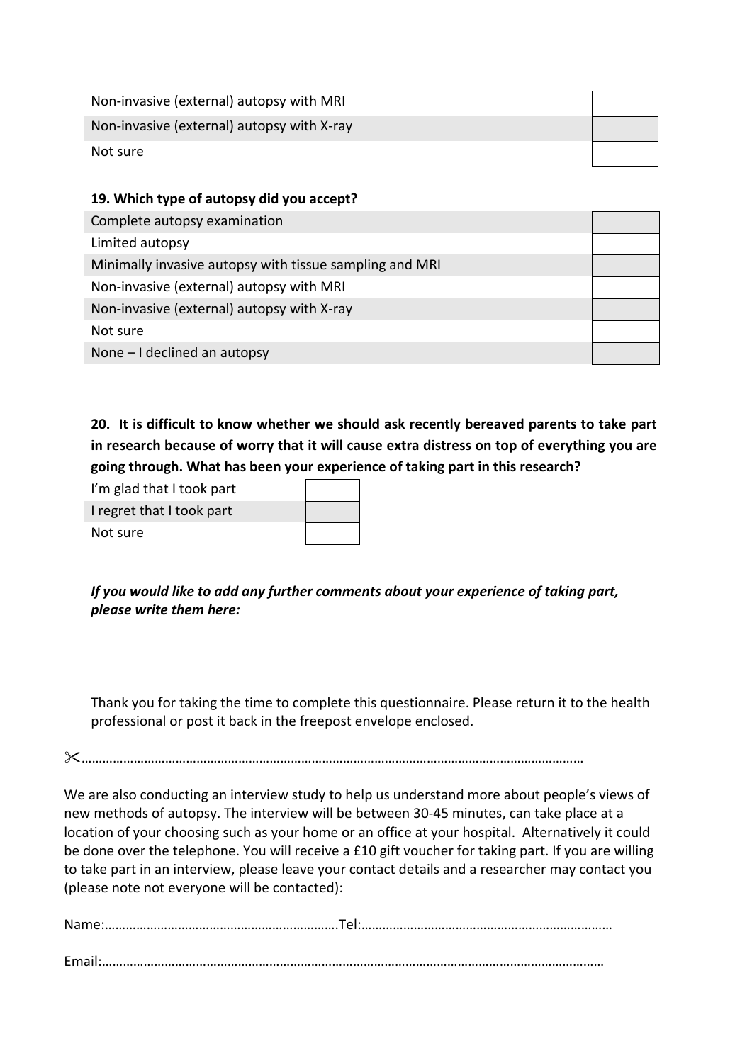| | |
|---|---|
| Non-invasive (external) autopsy with MRI | |
| Non-invasive (external) autopsy with X-ray | |
| Not sure | |

**19. Which type of autopsy did you accept?**

| | |
|---|---|
| Complete autopsy examination | |
| Limited autopsy | |
| Minimally invasive autopsy with tissue sampling and MRI | |
| Non-invasive (external) autopsy with MRI | |
| Non-invasive (external) autopsy with X-ray | |
| Not sure | |
| None – I declined an autopsy | |

**20. It is difficult to know whether we should ask recently bereaved parents to take part in research because of worry that it will cause extra distress on top of everything you are going through. What has been your experience of taking part in this research?**

| | |
|---|---|
| I'm glad that I took part | |
| I regret that I took part | |
| Not sure | |

***If you would like to add any further comments about your experience of taking part, please write them here:***

Thank you for taking the time to complete this questionnaire. Please return it to the health professional or post it back in the freepost envelope enclosed.

✂……………………………………………………………………………………………………………………………

We are also conducting an interview study to help us understand more about people's views of new methods of autopsy. The interview will be between 30-45 minutes, can take place at a location of your choosing such as your home or an office at your hospital. Alternatively it could be done over the telephone. You will receive a £10 gift voucher for taking part. If you are willing to take part in an interview, please leave your contact details and a researcher may contact you (please note not everyone will be contacted):

Name:………………………………………………………….Tel:………………………………………………………………

Email:……………………………………………………………………………………………………………………………